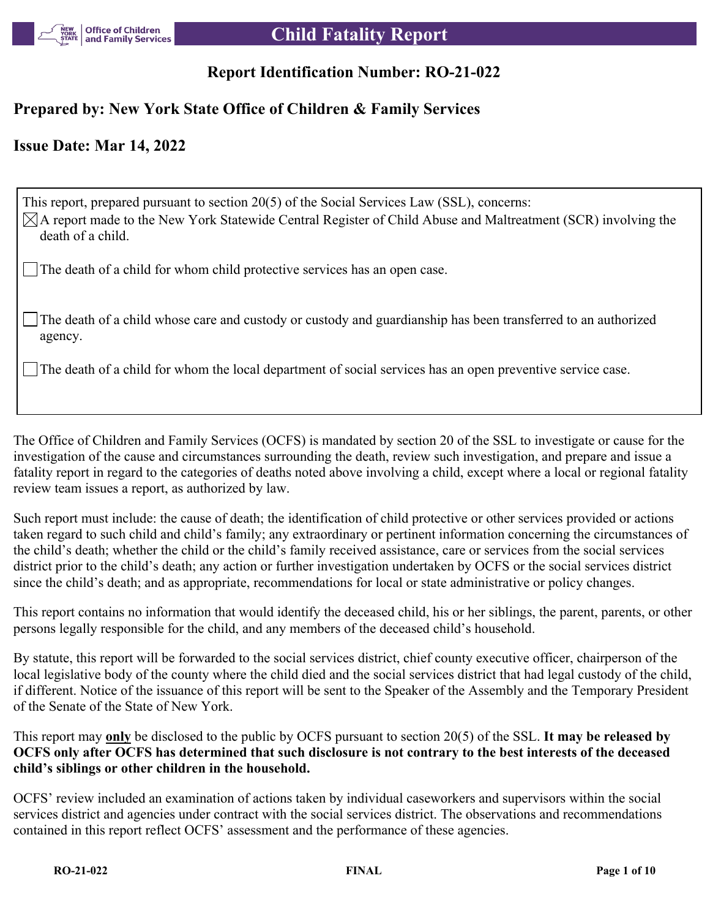# Child Fatality Report

## Report Identification Number: RO-21-022

## Prepared by: New York State Office of Children & Family Services

## Issue Date: Mar 14, 2022

This report, prepared pursuant to section 20(5) of the Social Services Law (SSL), concerns:

- [x] A report made to the New York Statewide Central Register of Child Abuse and Maltreatment (SCR) involving the death of a child.
- [ ] The death of a child for whom child protective services has an open case.
- [ ] The death of a child whose care and custody or custody and guardianship has been transferred to an authorized agency.
- [ ] The death of a child for whom the local department of social services has an open preventive service case.

The Office of Children and Family Services (OCFS) is mandated by section 20 of the SSL to investigate or cause for the investigation of the cause and circumstances surrounding the death, review such investigation, and prepare and issue a fatality report in regard to the categories of deaths noted above involving a child, except where a local or regional fatality review team issues a report, as authorized by law.

Such report must include: the cause of death; the identification of child protective or other services provided or actions taken regard to such child and child's family; any extraordinary or pertinent information concerning the circumstances of the child's death; whether the child or the child's family received assistance, care or services from the social services district prior to the child's death; any action or further investigation undertaken by OCFS or the social services district since the child's death; and as appropriate, recommendations for local or state administrative or policy changes.

This report contains no information that would identify the deceased child, his or her siblings, the parent, parents, or other persons legally responsible for the child, and any members of the deceased child's household.

By statute, this report will be forwarded to the social services district, chief county executive officer, chairperson of the local legislative body of the county where the child died and the social services district that had legal custody of the child, if different. Notice of the issuance of this report will be sent to the Speaker of the Assembly and the Temporary President of the Senate of the State of New York.

This report may **only** be disclosed to the public by OCFS pursuant to section 20(5) of the SSL. **It may be released by OCFS only after OCFS has determined that such disclosure is not contrary to the best interests of the deceased child's siblings or other children in the household.**

OCFS' review included an examination of actions taken by individual caseworkers and supervisors within the social services district and agencies under contract with the social services district. The observations and recommendations contained in this report reflect OCFS' assessment and the performance of these agencies.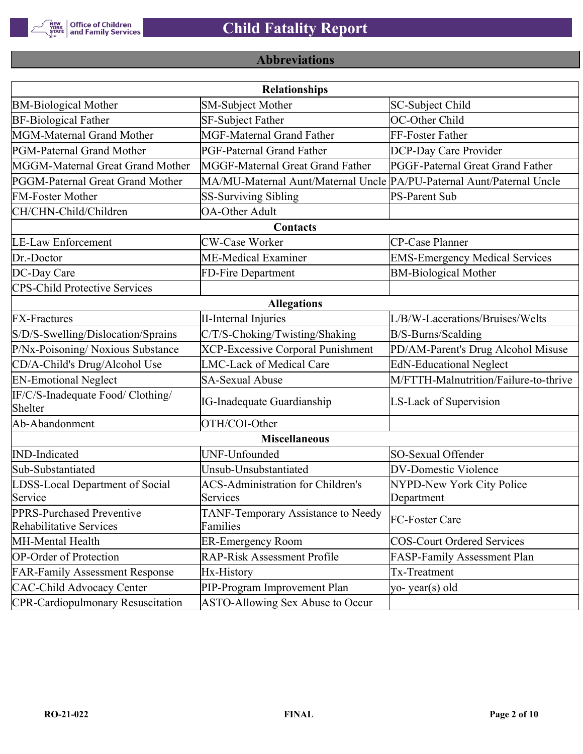## Abbreviations

| Relationships | | |
|---|---|---|
| BM-Biological Mother | SM-Subject Mother | SC-Subject Child |
| BF-Biological Father | SF-Subject Father | OC-Other Child |
| MGM-Maternal Grand Mother | MGF-Maternal Grand Father | FF-Foster Father |
| PGM-Paternal Grand Mother | PGF-Paternal Grand Father | DCP-Day Care Provider |
| MGGM-Maternal Great Grand Mother | MGGF-Maternal Great Grand Father | PGGF-Paternal Great Grand Father |
| PGGM-Paternal Great Grand Mother | MA/MU-Maternal Aunt/Maternal Uncle | PA/PU-Paternal Aunt/Paternal Uncle |
| FM-Foster Mother | SS-Surviving Sibling | PS-Parent Sub |
| CH/CHN-Child/Children | OA-Other Adult | |
| **Contacts** | | |
| LE-Law Enforcement | CW-Case Worker | CP-Case Planner |
| Dr.-Doctor | ME-Medical Examiner | EMS-Emergency Medical Services |
| DC-Day Care | FD-Fire Department | BM-Biological Mother |
| CPS-Child Protective Services | | |
| **Allegations** | | |
| FX-Fractures | II-Internal Injuries | L/B/W-Lacerations/Bruises/Welts |
| S/D/S-Swelling/Dislocation/Sprains | C/T/S-Choking/Twisting/Shaking | B/S-Burns/Scalding |
| P/Nx-Poisoning/ Noxious Substance | XCP-Excessive Corporal Punishment | PD/AM-Parent's Drug Alcohol Misuse |
| CD/A-Child's Drug/Alcohol Use | LMC-Lack of Medical Care | EdN-Educational Neglect |
| EN-Emotional Neglect | SA-Sexual Abuse | M/FTTH-Malnutrition/Failure-to-thrive |
| IF/C/S-Inadequate Food/ Clothing/ Shelter | IG-Inadequate Guardianship | LS-Lack of Supervision |
| Ab-Abandonment | OTH/COI-Other | |
| **Miscellaneous** | | |
| IND-Indicated | UNF-Unfounded | SO-Sexual Offender |
| Sub-Substantiated | Unsub-Unsubstantiated | DV-Domestic Violence |
| LDSS-Local Department of Social Service | ACS-Administration for Children's Services | NYPD-New York City Police Department |
| PPRS-Purchased Preventive Rehabilitative Services | TANF-Temporary Assistance to Needy Families | FC-Foster Care |
| MH-Mental Health | ER-Emergency Room | COS-Court Ordered Services |
| OP-Order of Protection | RAP-Risk Assessment Profile | FASP-Family Assessment Plan |
| FAR-Family Assessment Response | Hx-History | Tx-Treatment |
| CAC-Child Advocacy Center | PIP-Program Improvement Plan | yo- year(s) old |
| CPR-Cardiopulmonary Resuscitation | ASTO-Allowing Sex Abuse to Occur | |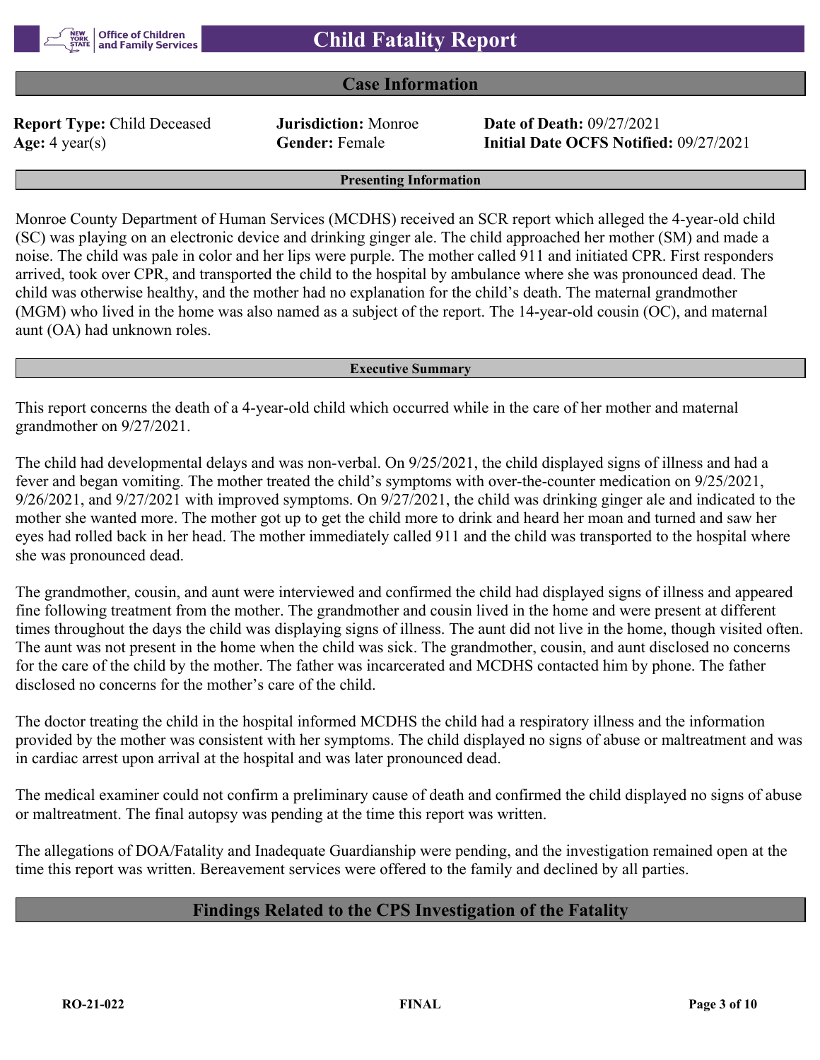# Child Fatality Report

## Case Information

**Report Type:** Child Deceased  
**Jurisdiction:** Monroe  
**Date of Death:** 09/27/2021  
**Age:** 4 year(s)  
**Gender:** Female  
**Initial Date OCFS Notified:** 09/27/2021

### Presenting Information

Monroe County Department of Human Services (MCDHS) received an SCR report which alleged the 4-year-old child (SC) was playing on an electronic device and drinking ginger ale. The child approached her mother (SM) and made a noise. The child was pale in color and her lips were purple. The mother called 911 and initiated CPR. First responders arrived, took over CPR, and transported the child to the hospital by ambulance where she was pronounced dead. The child was otherwise healthy, and the mother had no explanation for the child's death. The maternal grandmother (MGM) who lived in the home was also named as a subject of the report. The 14-year-old cousin (OC), and maternal aunt (OA) had unknown roles.

### Executive Summary

This report concerns the death of a 4-year-old child which occurred while in the care of her mother and maternal grandmother on 9/27/2021.

The child had developmental delays and was non-verbal. On 9/25/2021, the child displayed signs of illness and had a fever and began vomiting. The mother treated the child's symptoms with over-the-counter medication on 9/25/2021, 9/26/2021, and 9/27/2021 with improved symptoms. On 9/27/2021, the child was drinking ginger ale and indicated to the mother she wanted more. The mother got up to get the child more to drink and heard her moan and turned and saw her eyes had rolled back in her head. The mother immediately called 911 and the child was transported to the hospital where she was pronounced dead.

The grandmother, cousin, and aunt were interviewed and confirmed the child had displayed signs of illness and appeared fine following treatment from the mother. The grandmother and cousin lived in the home and were present at different times throughout the days the child was displaying signs of illness. The aunt did not live in the home, though visited often. The aunt was not present in the home when the child was sick. The grandmother, cousin, and aunt disclosed no concerns for the care of the child by the mother. The father was incarcerated and MCDHS contacted him by phone. The father disclosed no concerns for the mother's care of the child.

The doctor treating the child in the hospital informed MCDHS the child had a respiratory illness and the information provided by the mother was consistent with her symptoms. The child displayed no signs of abuse or maltreatment and was in cardiac arrest upon arrival at the hospital and was later pronounced dead.

The medical examiner could not confirm a preliminary cause of death and confirmed the child displayed no signs of abuse or maltreatment. The final autopsy was pending at the time this report was written.

The allegations of DOA/Fatality and Inadequate Guardianship were pending, and the investigation remained open at the time this report was written. Bereavement services were offered to the family and declined by all parties.

## Findings Related to the CPS Investigation of the Fatality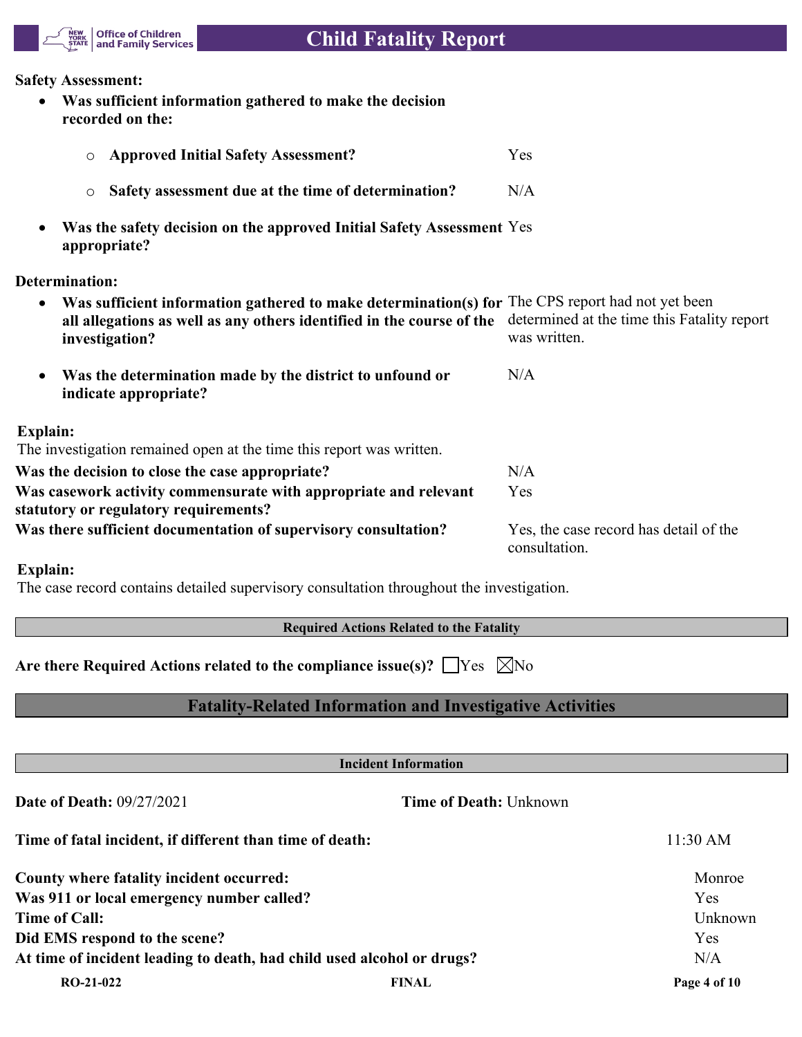**Safety Assessment:**

- **Was sufficient information gathered to make the decision recorded on the:**
  - **Approved Initial Safety Assessment?** Yes
  - **Safety assessment due at the time of determination?** N/A
- **Was the safety decision on the approved Initial Safety Assessment appropriate?** Yes

**Determination:**

- **Was sufficient information gathered to make determination(s) for all allegations as well as any others identified in the course of the investigation?** The CPS report had not yet been determined at the time this Fatality report was written.
- **Was the determination made by the district to unfound or indicate appropriate?** N/A

**Explain:**

The investigation remained open at the time this report was written.

| | |
|---|---|
| **Was the decision to close the case appropriate?** | N/A |
| **Was casework activity commensurate with appropriate and relevant statutory or regulatory requirements?** | Yes |
| **Was there sufficient documentation of supervisory consultation?** | Yes, the case record has detail of the consultation. |

**Explain:**

The case record contains detailed supervisory consultation throughout the investigation.

**Required Actions Related to the Fatality**

**Are there Required Actions related to the compliance issue(s)?** ☐Yes ☒No

## Fatality-Related Information and Investigative Activities

**Incident Information**

**Date of Death:** 09/27/2021 **Time of Death:** Unknown

| | |
|---|---|
| **Time of fatal incident, if different than time of death:** | 11:30 AM |
| **County where fatality incident occurred:** | Monroe |
| **Was 911 or local emergency number called?** | Yes |
| **Time of Call:** | Unknown |
| **Did EMS respond to the scene?** | Yes |
| **At time of incident leading to death, had child used alcohol or drugs?** | N/A |

RO-21-022 FINAL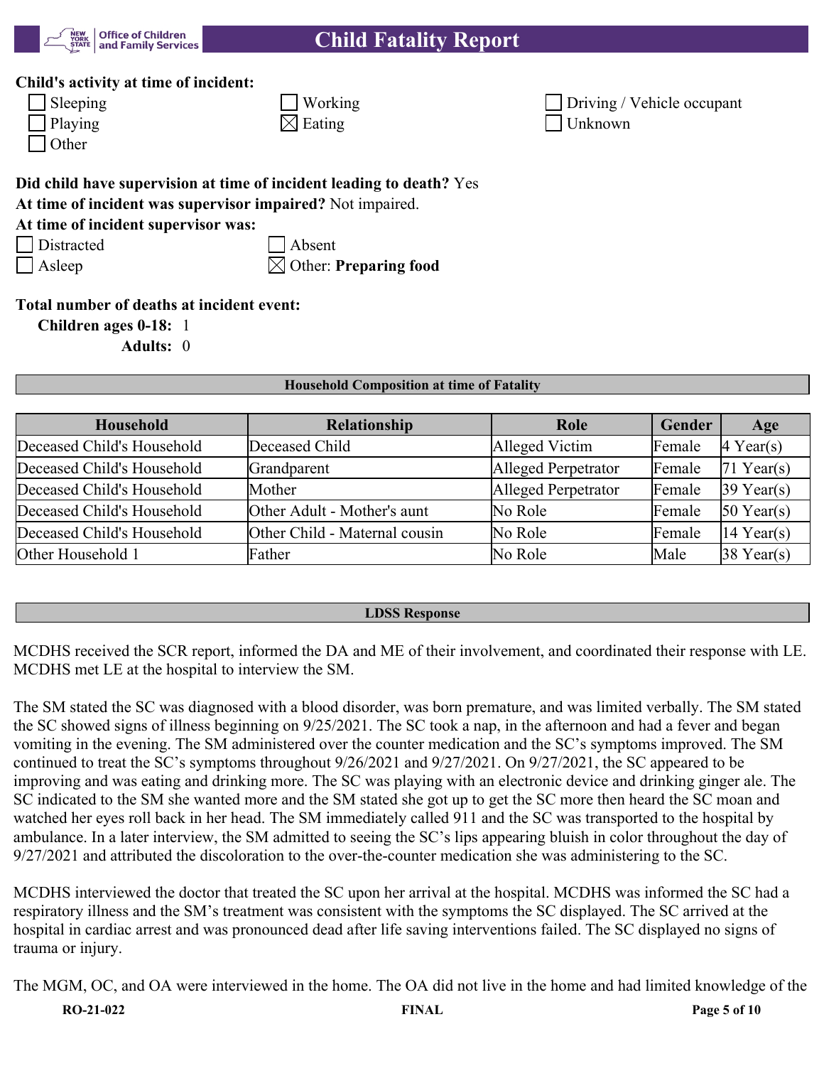**Child's activity at time of incident:**

- [ ] Sleeping
- [ ] Working
- [ ] Driving / Vehicle occupant
- [ ] Playing
- [x] Eating
- [ ] Unknown
- [ ] Other

**Did child have supervision at time of incident leading to death?** Yes

**At time of incident was supervisor impaired?** Not impaired.

**At time of incident supervisor was:**

- [ ] Distracted
- [ ] Absent
- [ ] Asleep
- [x] Other: **Preparing food**

**Total number of deaths at incident event:**

**Children ages 0-18:** 1

**Adults:** 0

### Household Composition at time of Fatality

| Household | Relationship | Role | Gender | Age |
|---|---|---|---|---|
| Deceased Child's Household | Deceased Child | Alleged Victim | Female | 4 Year(s) |
| Deceased Child's Household | Grandparent | Alleged Perpetrator | Female | 71 Year(s) |
| Deceased Child's Household | Mother | Alleged Perpetrator | Female | 39 Year(s) |
| Deceased Child's Household | Other Adult - Mother's aunt | No Role | Female | 50 Year(s) |
| Deceased Child's Household | Other Child - Maternal cousin | No Role | Female | 14 Year(s) |
| Other Household 1 | Father | No Role | Male | 38 Year(s) |

### LDSS Response

MCDHS received the SCR report, informed the DA and ME of their involvement, and coordinated their response with LE. MCDHS met LE at the hospital to interview the SM.

The SM stated the SC was diagnosed with a blood disorder, was born premature, and was limited verbally. The SM stated the SC showed signs of illness beginning on 9/25/2021. The SC took a nap, in the afternoon and had a fever and began vomiting in the evening. The SM administered over the counter medication and the SC's symptoms improved. The SM continued to treat the SC's symptoms throughout 9/26/2021 and 9/27/2021. On 9/27/2021, the SC appeared to be improving and was eating and drinking more. The SC was playing with an electronic device and drinking ginger ale. The SC indicated to the SM she wanted more and the SM stated she got up to get the SC more then heard the SC moan and watched her eyes roll back in her head. The SM immediately called 911 and the SC was transported to the hospital by ambulance. In a later interview, the SM admitted to seeing the SC's lips appearing bluish in color throughout the day of 9/27/2021 and attributed the discoloration to the over-the-counter medication she was administering to the SC.

MCDHS interviewed the doctor that treated the SC upon her arrival at the hospital. MCDHS was informed the SC had a respiratory illness and the SM's treatment was consistent with the symptoms the SC displayed. The SC arrived at the hospital in cardiac arrest and was pronounced dead after life saving interventions failed. The SC displayed no signs of trauma or injury.

The MGM, OC, and OA were interviewed in the home. The OA did not live in the home and had limited knowledge of the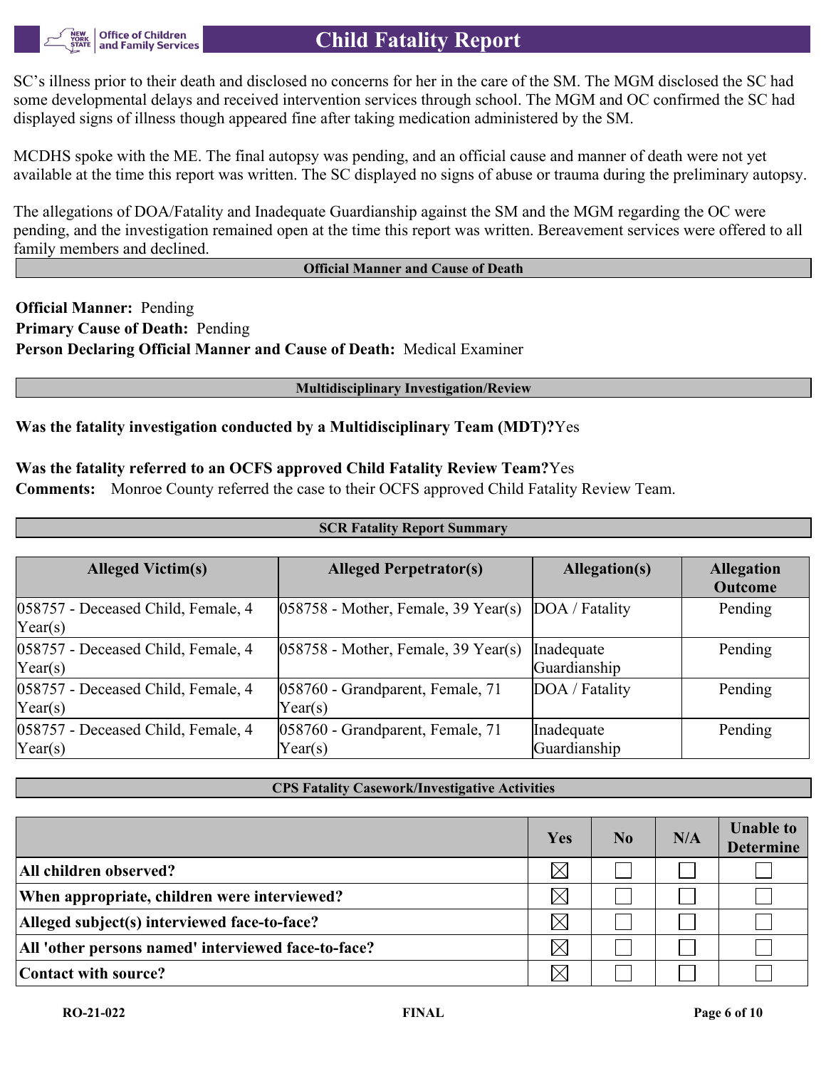SC's illness prior to their death and disclosed no concerns for her in the care of the SM. The MGM disclosed the SC had some developmental delays and received intervention services through school. The MGM and OC confirmed the SC had displayed signs of illness though appeared fine after taking medication administered by the SM.

MCDHS spoke with the ME. The final autopsy was pending, and an official cause and manner of death were not yet available at the time this report was written. The SC displayed no signs of abuse or trauma during the preliminary autopsy.

The allegations of DOA/Fatality and Inadequate Guardianship against the SM and the MGM regarding the OC were pending, and the investigation remained open at the time this report was written. Bereavement services were offered to all family members and declined.

## Official Manner and Cause of Death

**Official Manner:** Pending
**Primary Cause of Death:** Pending
**Person Declaring Official Manner and Cause of Death:** Medical Examiner

## Multidisciplinary Investigation/Review

**Was the fatality investigation conducted by a Multidisciplinary Team (MDT)?** Yes

**Was the fatality referred to an OCFS approved Child Fatality Review Team?** Yes
**Comments:** Monroe County referred the case to their OCFS approved Child Fatality Review Team.

## SCR Fatality Report Summary

| Alleged Victim(s) | Alleged Perpetrator(s) | Allegation(s) | Allegation Outcome |
|---|---|---|---|
| 058757 - Deceased Child, Female, 4 Year(s) | 058758 - Mother, Female, 39 Year(s) | DOA / Fatality | Pending |
| 058757 - Deceased Child, Female, 4 Year(s) | 058758 - Mother, Female, 39 Year(s) | Inadequate Guardianship | Pending |
| 058757 - Deceased Child, Female, 4 Year(s) | 058760 - Grandparent, Female, 71 Year(s) | DOA / Fatality | Pending |
| 058757 - Deceased Child, Female, 4 Year(s) | 058760 - Grandparent, Female, 71 Year(s) | Inadequate Guardianship | Pending |

## CPS Fatality Casework/Investigative Activities

| | Yes | No | N/A | Unable to Determine |
|---|---|---|---|---|
| All children observed? | ☒ | ☐ | ☐ | ☐ |
| When appropriate, children were interviewed? | ☒ | ☐ | ☐ | ☐ |
| Alleged subject(s) interviewed face-to-face? | ☒ | ☐ | ☐ | ☐ |
| All 'other persons named' interviewed face-to-face? | ☒ | ☐ | ☐ | ☐ |
| Contact with source? | ☒ | ☐ | ☐ | ☐ |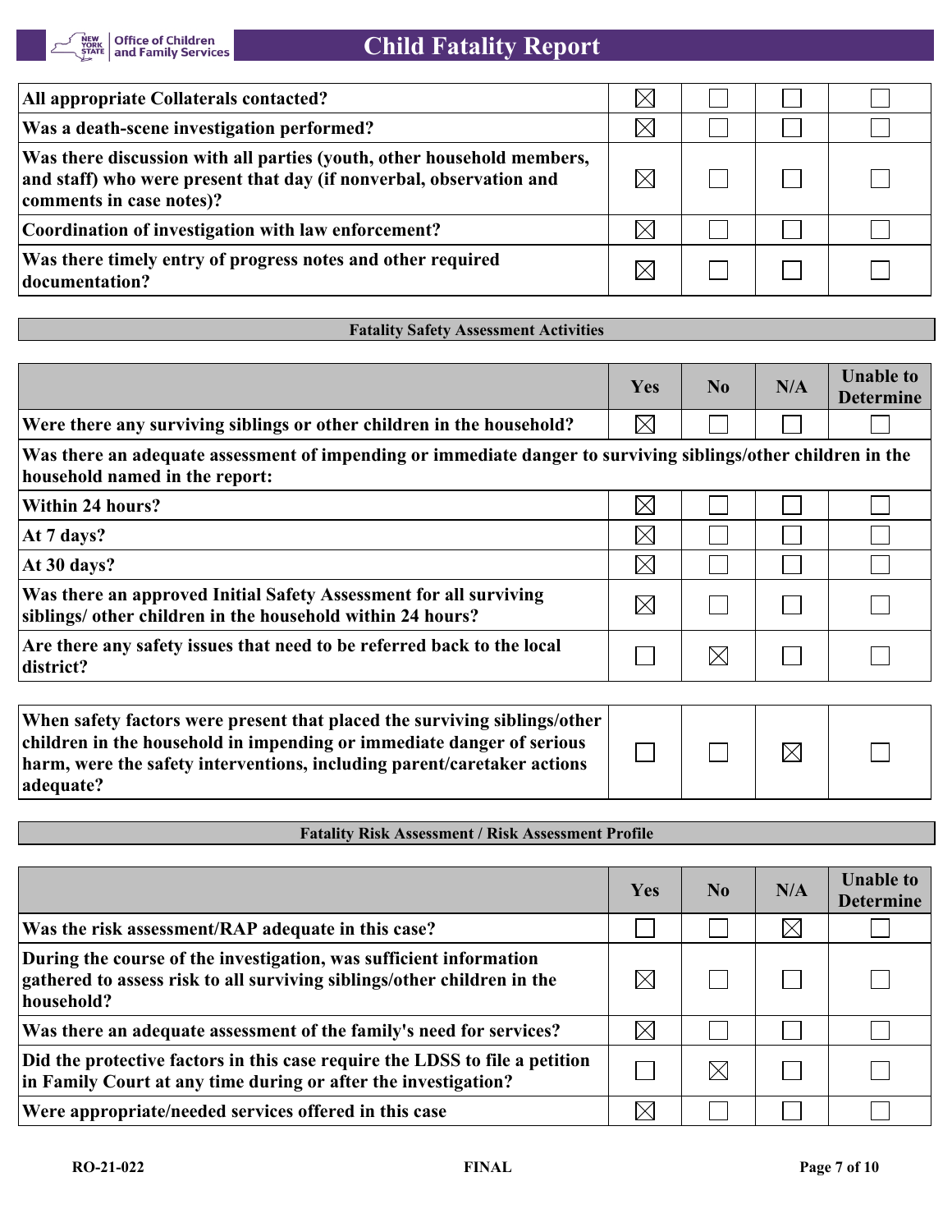| | Yes | No | N/A | Unable to Determine |
|---|---|---|---|---|
| All appropriate Collaterals contacted? | ☒ | ☐ | ☐ | ☐ |
| Was a death-scene investigation performed? | ☒ | ☐ | ☐ | ☐ |
| Was there discussion with all parties (youth, other household members, and staff) who were present that day (if nonverbal, observation and comments in case notes)? | ☒ | ☐ | ☐ | ☐ |
| Coordination of investigation with law enforcement? | ☒ | ☐ | ☐ | ☐ |
| Was there timely entry of progress notes and other required documentation? | ☒ | ☐ | ☐ | ☐ |

**Fatality Safety Assessment Activities**

| | Yes | No | N/A | Unable to Determine |
|---|---|---|---|---|
| Were there any surviving siblings or other children in the household? | ☒ | ☐ | ☐ | ☐ |
| **Was there an adequate assessment of impending or immediate danger to surviving siblings/other children in the household named in the report:** | | | | |
| Within 24 hours? | ☒ | ☐ | ☐ | ☐ |
| At 7 days? | ☒ | ☐ | ☐ | ☐ |
| At 30 days? | ☒ | ☐ | ☐ | ☐ |
| Was there an approved Initial Safety Assessment for all surviving siblings/ other children in the household within 24 hours? | ☒ | ☐ | ☐ | ☐ |
| Are there any safety issues that need to be referred back to the local district? | ☐ | ☒ | ☐ | ☐ |
| When safety factors were present that placed the surviving siblings/other children in the household in impending or immediate danger of serious harm, were the safety interventions, including parent/caretaker actions adequate? | ☐ | ☐ | ☒ | ☐ |

**Fatality Risk Assessment / Risk Assessment Profile**

| | Yes | No | N/A | Unable to Determine |
|---|---|---|---|---|
| Was the risk assessment/RAP adequate in this case? | ☐ | ☐ | ☒ | ☐ |
| During the course of the investigation, was sufficient information gathered to assess risk to all surviving siblings/other children in the household? | ☒ | ☐ | ☐ | ☐ |
| Was there an adequate assessment of the family's need for services? | ☒ | ☐ | ☐ | ☐ |
| Did the protective factors in this case require the LDSS to file a petition in Family Court at any time during or after the investigation? | ☐ | ☒ | ☐ | ☐ |
| Were appropriate/needed services offered in this case | ☒ | ☐ | ☐ | ☐ |

RO-21-022 FINAL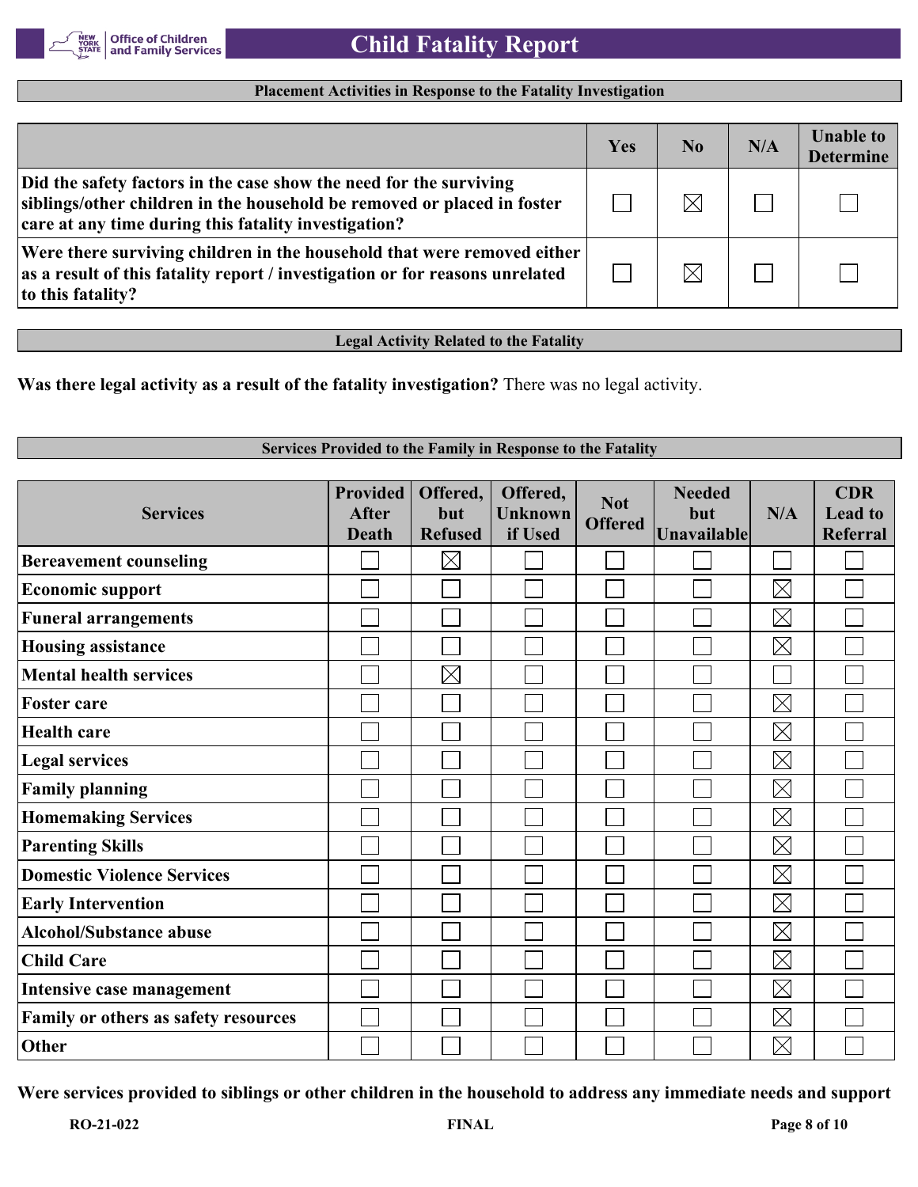## Placement Activities in Response to the Fatality Investigation

| | Yes | No | N/A | Unable to Determine |
|---|---|---|---|---|
| Did the safety factors in the case show the need for the surviving siblings/other children in the household be removed or placed in foster care at any time during this fatality investigation? | ☐ | ☒ | ☐ | ☐ |
| Were there surviving children in the household that were removed either as a result of this fatality report / investigation or for reasons unrelated to this fatality? | ☐ | ☒ | ☐ | ☐ |

## Legal Activity Related to the Fatality

**Was there legal activity as a result of the fatality investigation?** There was no legal activity.

## Services Provided to the Family in Response to the Fatality

| Services | Provided After Death | Offered, but Refused | Offered, Unknown if Used | Not Offered | Needed but Unavailable | N/A | CDR Lead to Referral |
|---|---|---|---|---|---|---|---|
| Bereavement counseling | ☐ | ☒ | ☐ | ☐ | ☐ | ☐ | ☐ |
| Economic support | ☐ | ☐ | ☐ | ☐ | ☐ | ☒ | ☐ |
| Funeral arrangements | ☐ | ☐ | ☐ | ☐ | ☐ | ☒ | ☐ |
| Housing assistance | ☐ | ☐ | ☐ | ☐ | ☐ | ☒ | ☐ |
| Mental health services | ☐ | ☒ | ☐ | ☐ | ☐ | ☐ | ☐ |
| Foster care | ☐ | ☐ | ☐ | ☐ | ☐ | ☒ | ☐ |
| Health care | ☐ | ☐ | ☐ | ☐ | ☐ | ☒ | ☐ |
| Legal services | ☐ | ☐ | ☐ | ☐ | ☐ | ☒ | ☐ |
| Family planning | ☐ | ☐ | ☐ | ☐ | ☐ | ☒ | ☐ |
| Homemaking Services | ☐ | ☐ | ☐ | ☐ | ☐ | ☒ | ☐ |
| Parenting Skills | ☐ | ☐ | ☐ | ☐ | ☐ | ☒ | ☐ |
| Domestic Violence Services | ☐ | ☐ | ☐ | ☐ | ☐ | ☒ | ☐ |
| Early Intervention | ☐ | ☐ | ☐ | ☐ | ☐ | ☒ | ☐ |
| Alcohol/Substance abuse | ☐ | ☐ | ☐ | ☐ | ☐ | ☒ | ☐ |
| Child Care | ☐ | ☐ | ☐ | ☐ | ☐ | ☒ | ☐ |
| Intensive case management | ☐ | ☐ | ☐ | ☐ | ☐ | ☒ | ☐ |
| Family or others as safety resources | ☐ | ☐ | ☐ | ☐ | ☐ | ☒ | ☐ |
| Other | ☐ | ☐ | ☐ | ☐ | ☐ | ☒ | ☐ |

**Were services provided to siblings or other children in the household to address any immediate needs and support**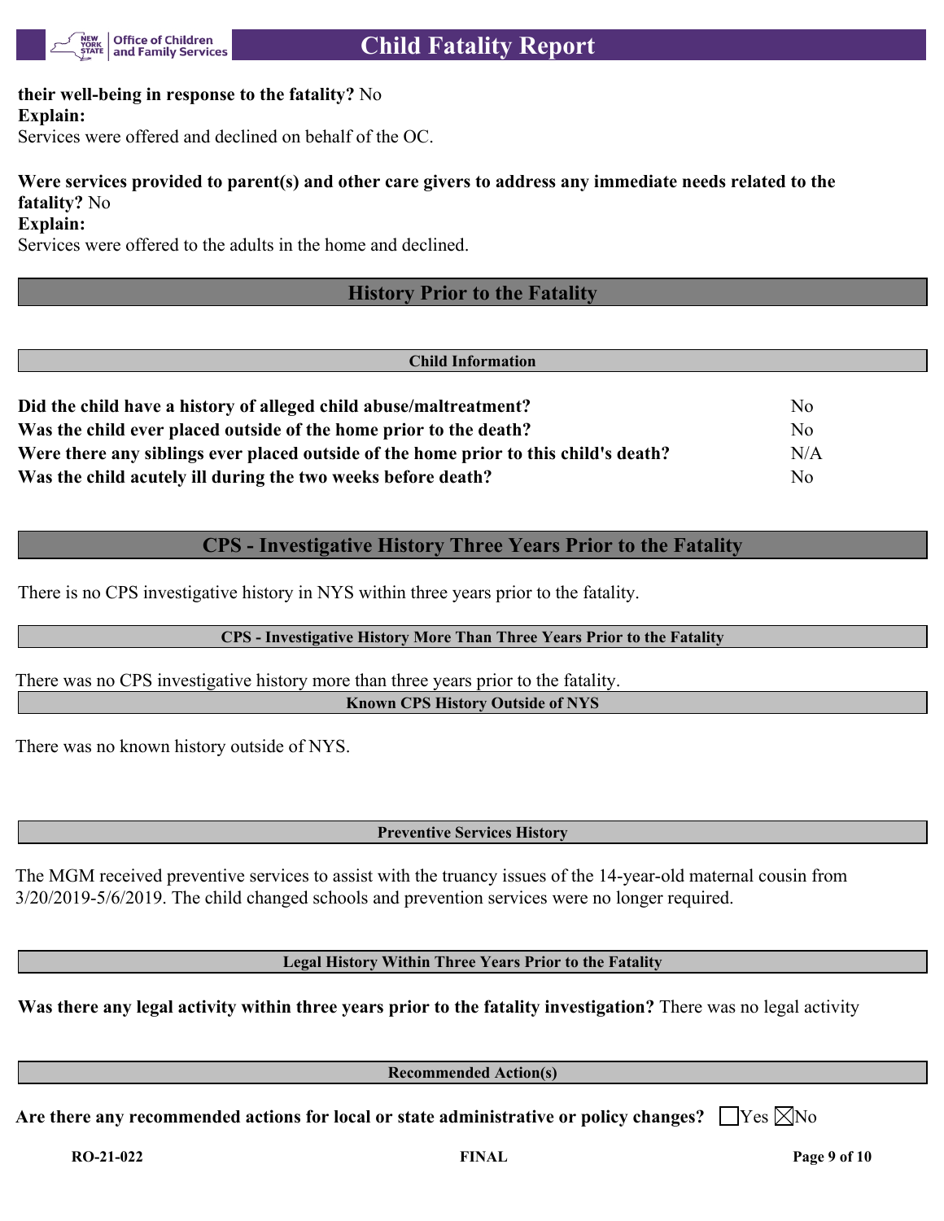**their well-being in response to the fatality?** No
**Explain:**
Services were offered and declined on behalf of the OC.

**Were services provided to parent(s) and other care givers to address any immediate needs related to the fatality?** No
**Explain:**
Services were offered to the adults in the home and declined.

## History Prior to the Fatality

### Child Information

| | |
|---|---|
| **Did the child have a history of alleged child abuse/maltreatment?** | No |
| **Was the child ever placed outside of the home prior to the death?** | No |
| **Were there any siblings ever placed outside of the home prior to this child's death?** | N/A |
| **Was the child acutely ill during the two weeks before death?** | No |

## CPS - Investigative History Three Years Prior to the Fatality

There is no CPS investigative history in NYS within three years prior to the fatality.

### CPS - Investigative History More Than Three Years Prior to the Fatality

There was no CPS investigative history more than three years prior to the fatality.

### Known CPS History Outside of NYS

There was no known history outside of NYS.

### Preventive Services History

The MGM received preventive services to assist with the truancy issues of the 14-year-old maternal cousin from 3/20/2019-5/6/2019. The child changed schools and prevention services were no longer required.

### Legal History Within Three Years Prior to the Fatality

**Was there any legal activity within three years prior to the fatality investigation?** There was no legal activity

### Recommended Action(s)

**Are there any recommended actions for local or state administrative or policy changes?** ☐ Yes ☒ No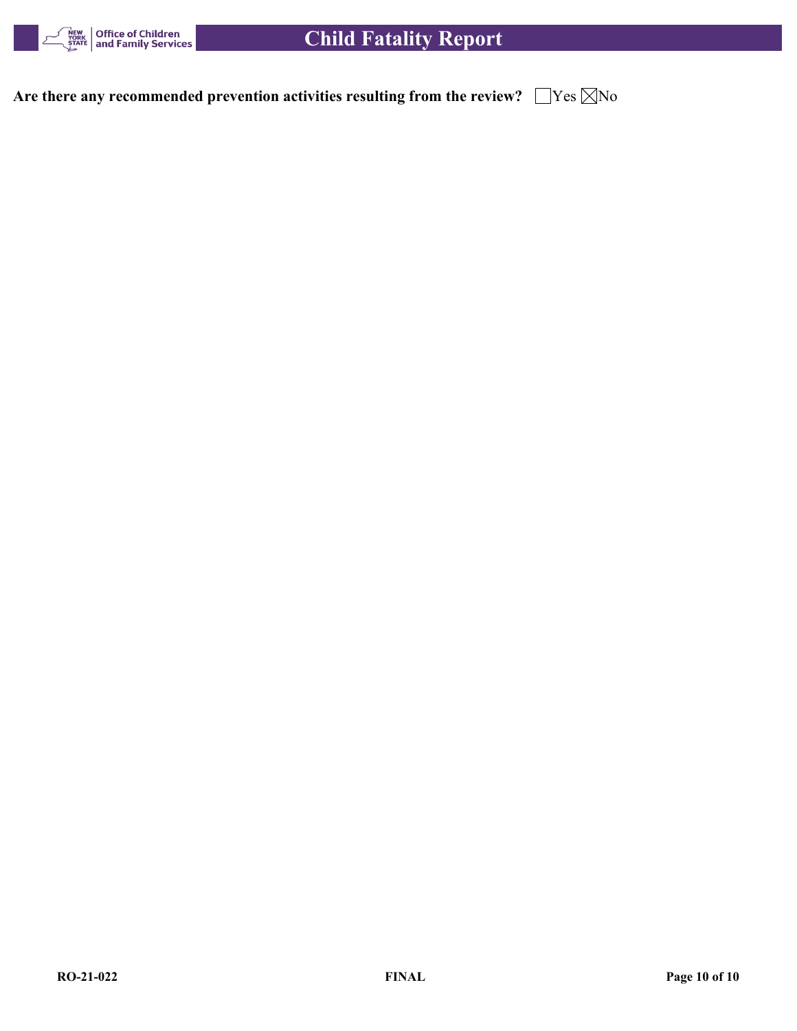**Are there any recommended prevention activities resulting from the review?** ☐Yes ☒No